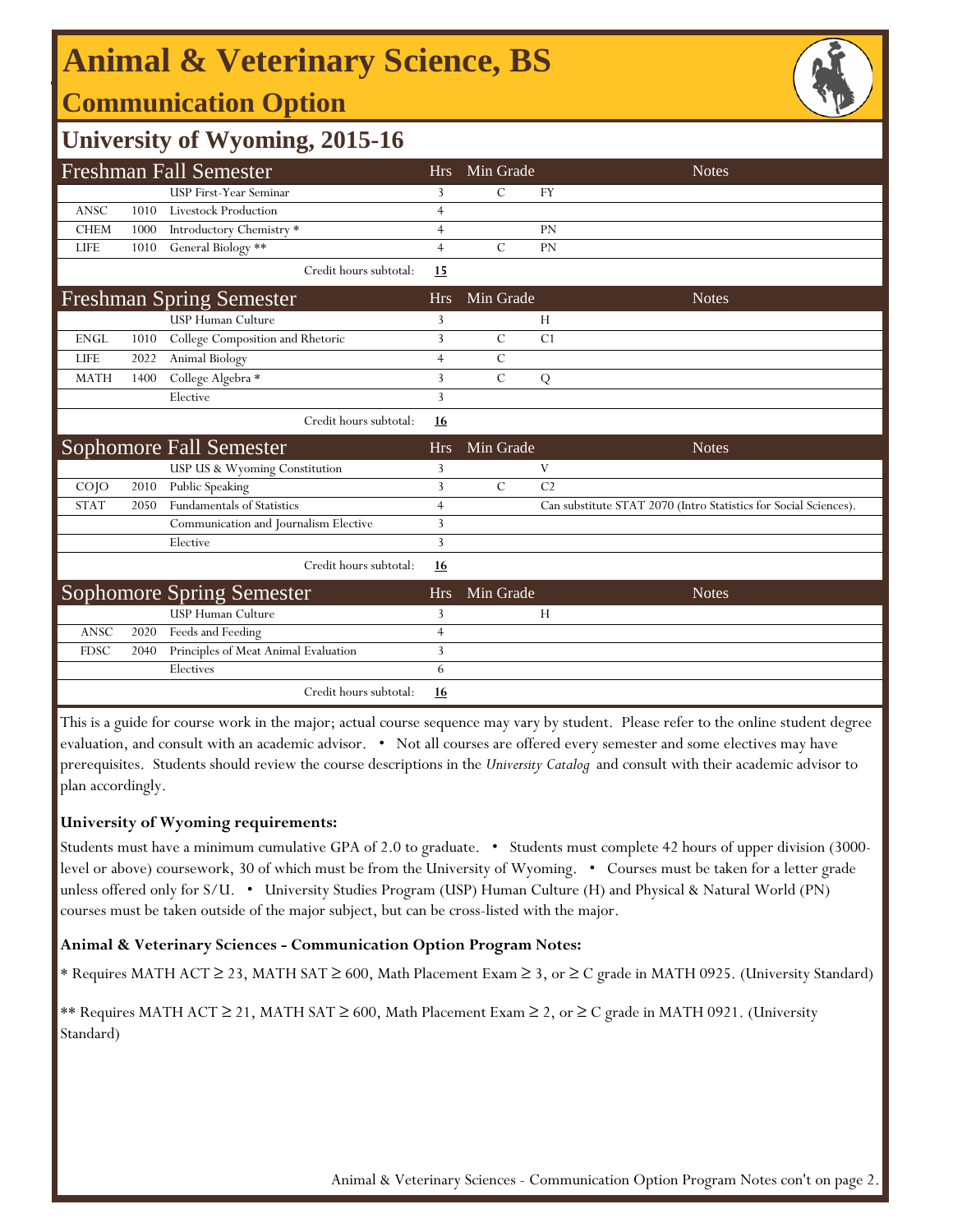# Animal & Veterinary Science, BS

## Communication Option

## University of Wyoming, 2015-16

| Freshman Fall Semester | | | Hrs | Min Grade | Notes |
|---|---|---|---|---|---|
| | | USP First-Year Seminar | 3 | C | FY |
| ANSC | 1010 | Livestock Production | 4 | | |
| CHEM | 1000 | Introductory Chemistry * | 4 | | PN |
| LIFE | 1010 | General Biology ** | 4 | C | PN |
| | | Credit hours subtotal: | **15** | | |

| Freshman Spring Semester | | | Hrs | Min Grade | Notes |
|---|---|---|---|---|---|
| | | USP Human Culture | 3 | | H |
| ENGL | 1010 | College Composition and Rhetoric | 3 | C | C1 |
| LIFE | 2022 | Animal Biology | 4 | C | |
| MATH | 1400 | College Algebra * | 3 | C | Q |
| | | Elective | 3 | | |
| | | Credit hours subtotal: | **16** | | |

| Sophomore Fall Semester | | | Hrs | Min Grade | Notes |
|---|---|---|---|---|---|
| | | USP US & Wyoming Constitution | 3 | | V |
| COJO | 2010 | Public Speaking | 3 | C | C2 |
| STAT | 2050 | Fundamentals of Statistics | 4 | | Can substitute STAT 2070 (Intro Statistics for Social Sciences). |
| | | Communication and Journalism Elective | 3 | | |
| | | Elective | 3 | | |
| | | Credit hours subtotal: | **16** | | |

| Sophomore Spring Semester | | | Hrs | Min Grade | Notes |
|---|---|---|---|---|---|
| | | USP Human Culture | 3 | | H |
| ANSC | 2020 | Feeds and Feeding | 4 | | |
| FDSC | 2040 | Principles of Meat Animal Evaluation | 3 | | |
| | | Electives | 6 | | |
| | | Credit hours subtotal: | **16** | | |

This is a guide for course work in the major; actual course sequence may vary by student. Please refer to the online student degree evaluation, and consult with an academic advisor. • Not all courses are offered every semester and some electives may have prerequisites. Students should review the course descriptions in the *University Catalog* and consult with their academic advisor to plan accordingly.

**University of Wyoming requirements:**

Students must have a minimum cumulative GPA of 2.0 to graduate. • Students must complete 42 hours of upper division (3000-level or above) coursework, 30 of which must be from the University of Wyoming. • Courses must be taken for a letter grade unless offered only for S/U. • University Studies Program (USP) Human Culture (H) and Physical & Natural World (PN) courses must be taken outside of the major subject, but can be cross-listed with the major.

**Animal & Veterinary Sciences - Communication Option Program Notes:**

* Requires MATH ACT ≥ 23, MATH SAT ≥ 600, Math Placement Exam ≥ 3, or ≥ C grade in MATH 0925. (University Standard)

** Requires MATH ACT ≥ 21, MATH SAT ≥ 600, Math Placement Exam ≥ 2, or ≥ C grade in MATH 0921. (University Standard)

Animal & Veterinary Sciences - Communication Option Program Notes con't on page 2.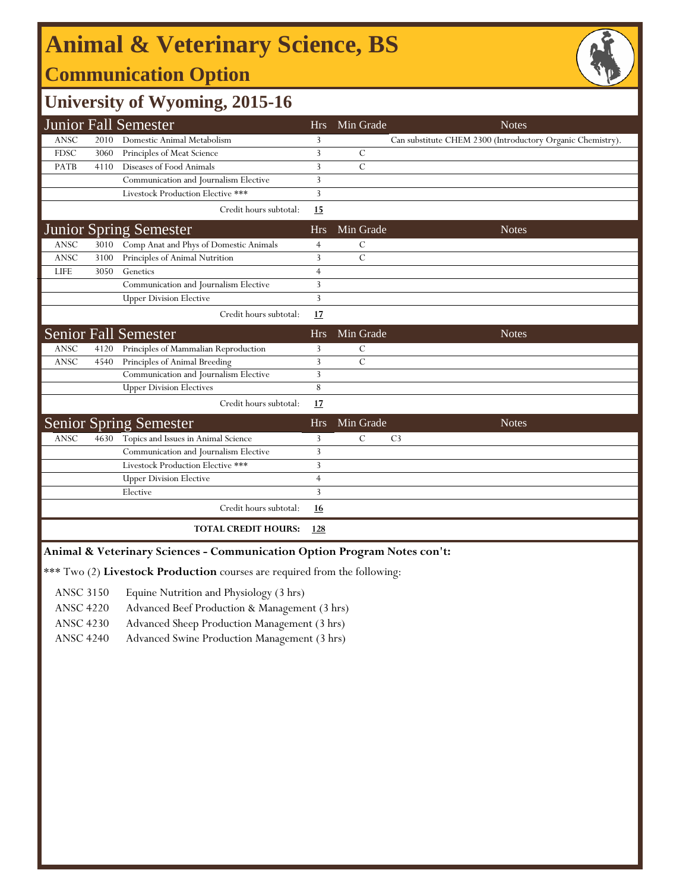# Animal & Veterinary Science, BS

## Communication Option

## University of Wyoming, 2015-16

| Junior Fall Semester | | | Hrs | Min Grade | Notes |
|---|---|---|---|---|---|
| ANSC | 2010 | Domestic Animal Metabolism | 3 | | Can substitute CHEM 2300 (Introductory Organic Chemistry). |
| FDSC | 3060 | Principles of Meat Science | 3 | C | |
| PATB | 4110 | Diseases of Food Animals | 3 | C | |
| | | Communication and Journalism Elective | 3 | | |
| | | Livestock Production Elective *** | 3 | | |
| | | Credit hours subtotal: | **15** | | |

| Junior Spring Semester | | | Hrs | Min Grade | Notes |
|---|---|---|---|---|---|
| ANSC | 3010 | Comp Anat and Phys of Domestic Animals | 4 | C | |
| ANSC | 3100 | Principles of Animal Nutrition | 3 | C | |
| LIFE | 3050 | Genetics | 4 | | |
| | | Communication and Journalism Elective | 3 | | |
| | | Upper Division Elective | 3 | | |
| | | Credit hours subtotal: | **17** | | |

| Senior Fall Semester | | | Hrs | Min Grade | Notes |
|---|---|---|---|---|---|
| ANSC | 4120 | Principles of Mammalian Reproduction | 3 | C | |
| ANSC | 4540 | Principles of Animal Breeding | 3 | C | |
| | | Communication and Journalism Elective | 3 | | |
| | | Upper Division Electives | 8 | | |
| | | Credit hours subtotal: | **17** | | |

| Senior Spring Semester | | | Hrs | Min Grade | Notes |
|---|---|---|---|---|---|
| ANSC | 4630 | Topics and Issues in Animal Science | 3 | C | C3 |
| | | Communication and Journalism Elective | 3 | | |
| | | Livestock Production Elective *** | 3 | | |
| | | Upper Division Elective | 4 | | |
| | | Elective | 3 | | |
| | | Credit hours subtotal: | **16** | | |
| | | **TOTAL CREDIT HOURS:** | **128** | | |

**Animal & Veterinary Sciences - Communication Option Program Notes con't:**

*** Two (2) **Livestock Production** courses are required from the following:

- ANSC 3150 Equine Nutrition and Physiology (3 hrs)
- ANSC 4220 Advanced Beef Production & Management (3 hrs)
- ANSC 4230 Advanced Sheep Production Management (3 hrs)
- ANSC 4240 Advanced Swine Production Management (3 hrs)